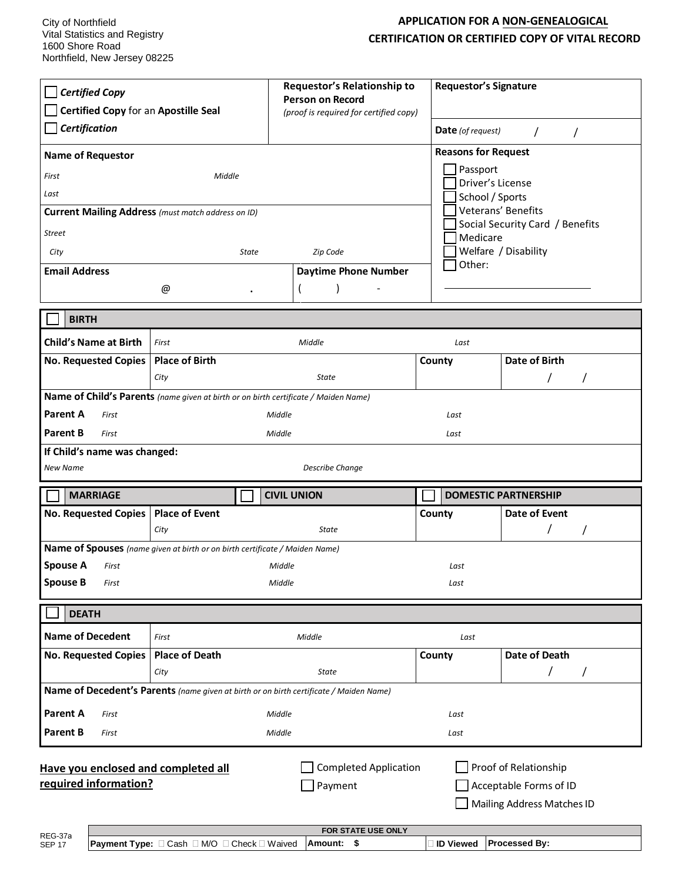City of Northfield
Vital Statistics and Registry
1600 Shore Road
Northfield, New Jersey 08225

## APPLICATION FOR A NON-GENEALOGICAL CERTIFICATION OR CERTIFIED COPY OF VITAL RECORD

| ☐ ***Certified Copy*** ☐ **Certified Copy** for an **Apostille Seal** ☐ ***Certification*** | **Requestor's Relationship to Person on Record** *(proof is required for certified copy)* | **Requestor's Signature** |
|---|---|---|
| | | **Date** *(of request)* / / |

| **Name of Requestor** | | **Reasons for Request** |
|---|---|---|
| *First* *Middle* | | ☐ Passport |
| *Last* | | ☐ Driver's License |
| **Current Mailing Address** *(must match address on ID)* | | ☐ School / Sports |
| *Street* | | ☐ Veterans' Benefits |
| *City* *State* *Zip Code* | | ☐ Social Security Card / Benefits |
| | | ☐ Medicare |
| | | ☐ Welfare / Disability |
| **Email Address** @ . | **Daytime Phone Number** ( ) - | ☐ Other: ____________________ |

### ☐ BIRTH

| **Child's Name at Birth** | *First* *Middle* *Last* | | |
|---|---|---|---|
| **No. Requested Copies** | **Place of Birth** *City* *State* | **County** | **Date of Birth** / / |
| **Name of Child's Parents** *(name given at birth or on birth certificate / Maiden Name)* | | | |
| **Parent A** | *First* *Middle* *Last* | | |
| **Parent B** | *First* *Middle* *Last* | | |
| **If Child's name was changed:** | | | |
| *New Name* | *Describe Change* | | |

### ☐ MARRIAGE ☐ CIVIL UNION ☐ DOMESTIC PARTNERSHIP

| **No. Requested Copies** | **Place of Event** *City* *State* | **County** | **Date of Event** / / |
|---|---|---|---|
| **Name of Spouses** *(name given at birth or on birth certificate / Maiden Name)* | | | |
| **Spouse A** | *First* *Middle* *Last* | | |
| **Spouse B** | *First* *Middle* *Last* | | |

### ☐ DEATH

| **Name of Decedent** | *First* *Middle* *Last* | | |
|---|---|---|---|
| **No. Requested Copies** | **Place of Death** *City* *State* | **County** | **Date of Death** / / |
| **Name of Decedent's Parents** *(name given at birth or on birth certificate / Maiden Name)* | | | |
| **Parent A** | *First* *Middle* *Last* | | |
| **Parent B** | *First* *Middle* *Last* | | |

**Have you enclosed and completed all required information?**

☐ Completed Application ☐ Proof of Relationship
☐ Payment ☐ Acceptable Forms of ID
☐ Mailing Address Matches ID

| FOR STATE USE ONLY | | | |
|---|---|---|---|
| **Payment Type:** ☐ Cash ☐ M/O ☐ Check ☐ Waived | **Amount: $** | ☐ **ID Viewed** | **Processed By:** |

REG-37a
SEP 17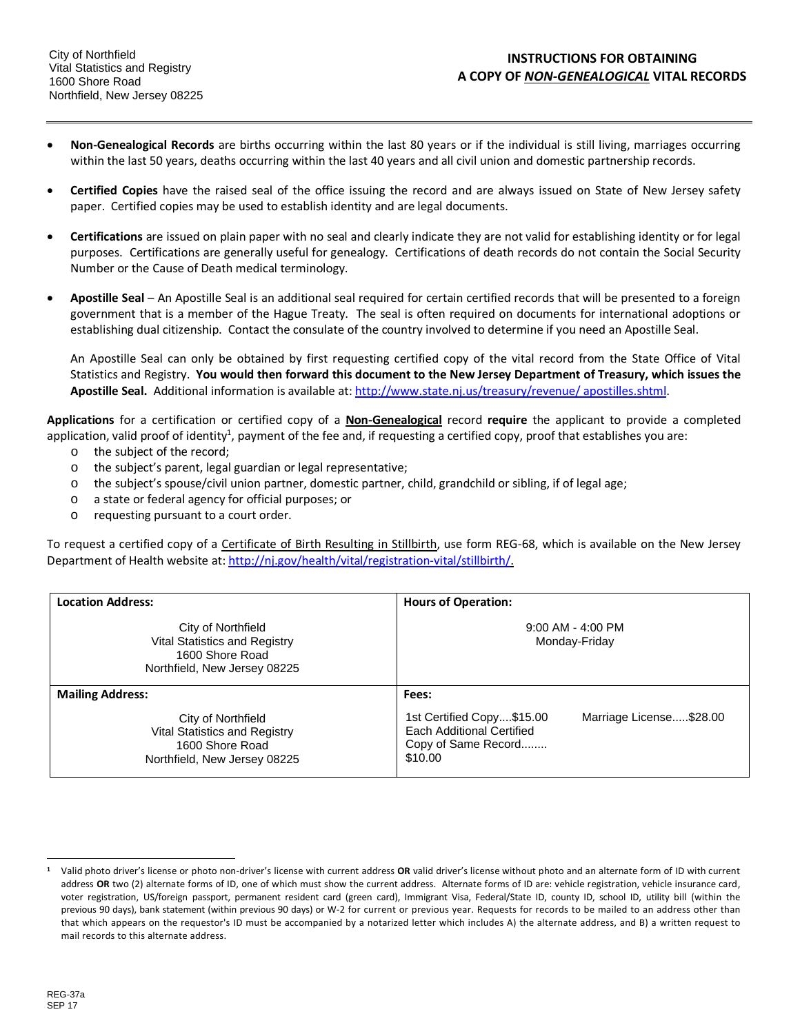City of Northfield
Vital Statistics and Registry
1600 Shore Road
Northfield, New Jersey 08225

# INSTRUCTIONS FOR OBTAINING A COPY OF *NON-GENEALOGICAL* VITAL RECORDS

- **Non-Genealogical Records** are births occurring within the last 80 years or if the individual is still living, marriages occurring within the last 50 years, deaths occurring within the last 40 years and all civil union and domestic partnership records.

- **Certified Copies** have the raised seal of the office issuing the record and are always issued on State of New Jersey safety paper. Certified copies may be used to establish identity and are legal documents.

- **Certifications** are issued on plain paper with no seal and clearly indicate they are not valid for establishing identity or for legal purposes. Certifications are generally useful for genealogy. Certifications of death records do not contain the Social Security Number or the Cause of Death medical terminology.

- **Apostille Seal** – An Apostille Seal is an additional seal required for certain certified records that will be presented to a foreign government that is a member of the Hague Treaty. The seal is often required on documents for international adoptions or establishing dual citizenship. Contact the consulate of the country involved to determine if you need an Apostille Seal.

  An Apostille Seal can only be obtained by first requesting certified copy of the vital record from the State Office of Vital Statistics and Registry. **You would then forward this document to the New Jersey Department of Treasury, which issues the Apostille Seal.** Additional information is available at: http://www.state.nj.us/treasury/revenue/ apostilles.shtml.

**Applications** for a certification or certified copy of a **Non-Genealogical** record **require** the applicant to provide a completed application, valid proof of identity[1], payment of the fee and, if requesting a certified copy, proof that establishes you are:

- the subject of the record;
- the subject's parent, legal guardian or legal representative;
- the subject's spouse/civil union partner, domestic partner, child, grandchild or sibling, if of legal age;
- a state or federal agency for official purposes; or
- requesting pursuant to a court order.

To request a certified copy of a Certificate of Birth Resulting in Stillbirth, use form REG-68, which is available on the New Jersey Department of Health website at: http://nj.gov/health/vital/registration-vital/stillbirth/.

| | |
|---|---|
| **Location Address:**<br>City of Northfield<br>Vital Statistics and Registry<br>1600 Shore Road<br>Northfield, New Jersey 08225 | **Hours of Operation:**<br>9:00 AM - 4:00 PM<br>Monday-Friday |
| **Mailing Address:**<br>City of Northfield<br>Vital Statistics and Registry<br>1600 Shore Road<br>Northfield, New Jersey 08225 | **Fees:**<br>1st Certified Copy....$15.00<br>Each Additional Certified Copy of Same Record........ $10.00<br>Marriage License.....$28.00 |

[1] Valid photo driver's license or photo non-driver's license with current address **OR** valid driver's license without photo and an alternate form of ID with current address **OR** two (2) alternate forms of ID, one of which must show the current address. Alternate forms of ID are: vehicle registration, vehicle insurance card, voter registration, US/foreign passport, permanent resident card (green card), Immigrant Visa, Federal/State ID, county ID, school ID, utility bill (within the previous 90 days), bank statement (within previous 90 days) or W-2 for current or previous year. Requests for records to be mailed to an address other than that which appears on the requestor's ID must be accompanied by a notarized letter which includes A) the alternate address, and B) a written request to mail records to this alternate address.

REG-37a
SEP 17